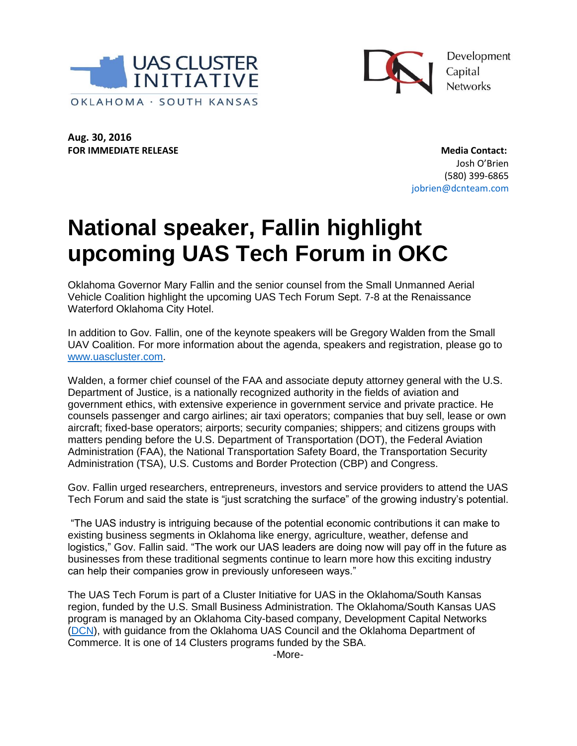UAS CLUSTER INITIATIVE
OKLAHOMA · SOUTH KANSAS

Development Capital Networks

**Aug. 30, 2016**
**FOR IMMEDIATE RELEASE**

**Media Contact:**
Josh O'Brien
(580) 399-6865
jobrien@dcnteam.com

# National speaker, Fallin highlight upcoming UAS Tech Forum in OKC

Oklahoma Governor Mary Fallin and the senior counsel from the Small Unmanned Aerial Vehicle Coalition highlight the upcoming UAS Tech Forum Sept. 7-8 at the Renaissance Waterford Oklahoma City Hotel.

In addition to Gov. Fallin, one of the keynote speakers will be Gregory Walden from the Small UAV Coalition. For more information about the agenda, speakers and registration, please go to [www.uascluster.com](http://www.uascluster.com).

Walden, a former chief counsel of the FAA and associate deputy attorney general with the U.S. Department of Justice, is a nationally recognized authority in the fields of aviation and government ethics, with extensive experience in government service and private practice. He counsels passenger and cargo airlines; air taxi operators; companies that buy sell, lease or own aircraft; fixed-base operators; airports; security companies; shippers; and citizens groups with matters pending before the U.S. Department of Transportation (DOT), the Federal Aviation Administration (FAA), the National Transportation Safety Board, the Transportation Security Administration (TSA), U.S. Customs and Border Protection (CBP) and Congress.

Gov. Fallin urged researchers, entrepreneurs, investors and service providers to attend the UAS Tech Forum and said the state is "just scratching the surface" of the growing industry's potential.

"The UAS industry is intriguing because of the potential economic contributions it can make to existing business segments in Oklahoma like energy, agriculture, weather, defense and logistics," Gov. Fallin said. "The work our UAS leaders are doing now will pay off in the future as businesses from these traditional segments continue to learn more how this exciting industry can help their companies grow in previously unforeseen ways."

The UAS Tech Forum is part of a Cluster Initiative for UAS in the Oklahoma/South Kansas region, funded by the U.S. Small Business Administration. The Oklahoma/South Kansas UAS program is managed by an Oklahoma City-based company, Development Capital Networks (DCN), with guidance from the Oklahoma UAS Council and the Oklahoma Department of Commerce. It is one of 14 Clusters programs funded by the SBA.

-More-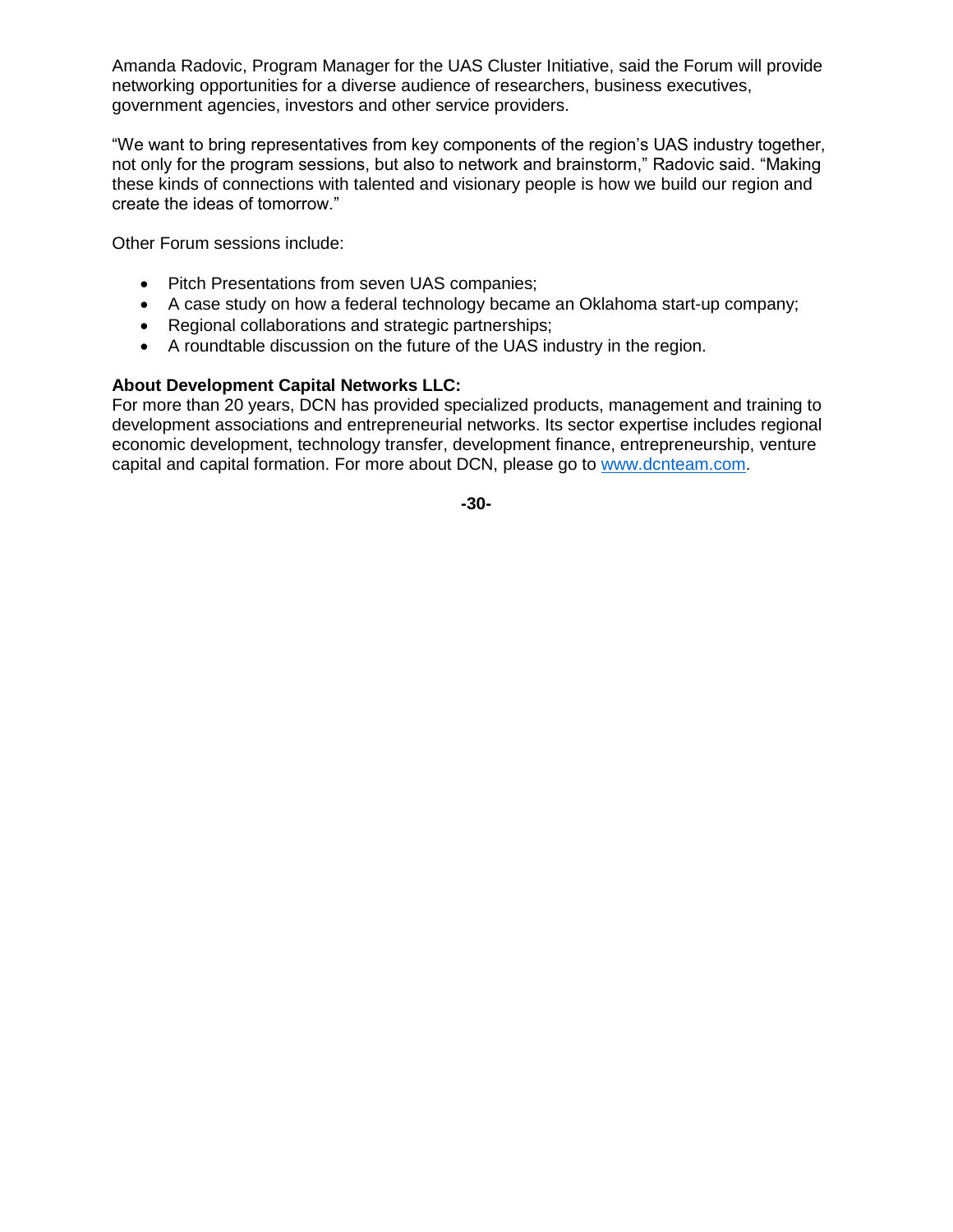Amanda Radovic, Program Manager for the UAS Cluster Initiative, said the Forum will provide networking opportunities for a diverse audience of researchers, business executives, government agencies, investors and other service providers.

“We want to bring representatives from key components of the region’s UAS industry together, not only for the program sessions, but also to network and brainstorm,” Radovic said. “Making these kinds of connections with talented and visionary people is how we build our region and create the ideas of tomorrow.”

Other Forum sessions include:

- Pitch Presentations from seven UAS companies;
- A case study on how a federal technology became an Oklahoma start-up company;
- Regional collaborations and strategic partnerships;
- A roundtable discussion on the future of the UAS industry in the region.

**About Development Capital Networks LLC:**
For more than 20 years, DCN has provided specialized products, management and training to development associations and entrepreneurial networks. Its sector expertise includes regional economic development, technology transfer, development finance, entrepreneurship, venture capital and capital formation. For more about DCN, please go to www.dcnteam.com.

**-30-**